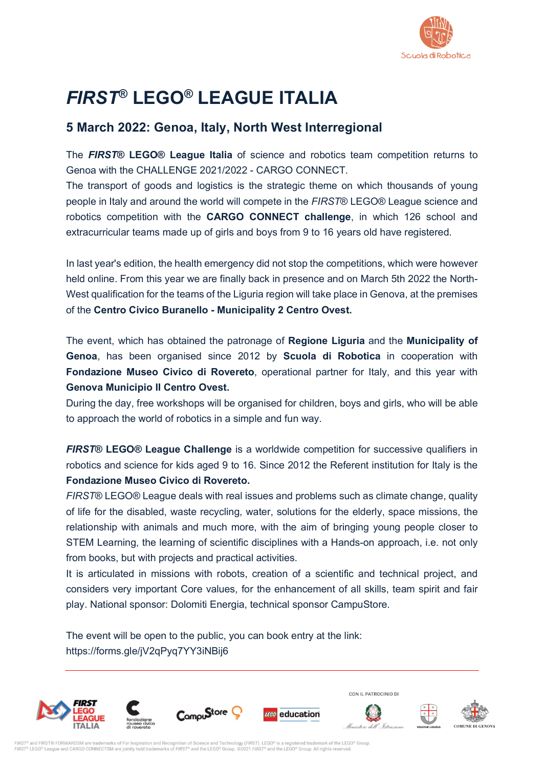# *FIRST*® LEGO® LEAGUE ITALIA

## 5 March 2022: Genoa, Italy, North West Interregional

The ***FIRST*® LEGO® League Italia** of science and robotics team competition returns to Genoa with the CHALLENGE 2021/2022 - CARGO CONNECT.
The transport of goods and logistics is the strategic theme on which thousands of young people in Italy and around the world will compete in the *FIRST*® LEGO® League science and robotics competition with the **CARGO CONNECT challenge**, in which 126 school and extracurricular teams made up of girls and boys from 9 to 16 years old have registered.

In last year's edition, the health emergency did not stop the competitions, which were however held online. From this year we are finally back in presence and on March 5th 2022 the North-West qualification for the teams of the Liguria region will take place in Genova, at the premises of the **Centro Civico Buranello - Municipality 2 Centro Ovest.**

The event, which has obtained the patronage of **Regione Liguria** and the **Municipality of Genoa**, has been organised since 2012 by **Scuola di Robotica** in cooperation with **Fondazione Museo Civico di Rovereto**, operational partner for Italy, and this year with **Genova Municipio II Centro Ovest.**
During the day, free workshops will be organised for children, boys and girls, who will be able to approach the world of robotics in a simple and fun way.

***FIRST*® LEGO® League Challenge** is a worldwide competition for successive qualifiers in robotics and science for kids aged 9 to 16. Since 2012 the Referent institution for Italy is the **Fondazione Museo Civico di Rovereto.**
*FIRST*® LEGO® League deals with real issues and problems such as climate change, quality of life for the disabled, waste recycling, water, solutions for the elderly, space missions, the relationship with animals and much more, with the aim of bringing young people closer to STEM Learning, the learning of scientific disciplines with a Hands-on approach, i.e. not only from books, but with projects and practical activities.
It is articulated in missions with robots, creation of a scientific and technical project, and considers very important Core values, for the enhancement of all skills, team spirit and fair play. National sponsor: Dolomiti Energia, technical sponsor CampuStore.

The event will be open to the public, you can book entry at the link:
https://forms.gle/jV2qPyq7YY3iNBij6

CON IL PATROCINIO DI

*FIRST*® and FIRST® FORWARDSM are trademarks of For Inspiration and Recognition of Science and Technology (*FIRST*). LEGO® is a registered trademark of the LEGO® Group.
*FIRST*® LEGO® League and CARGO CONNECTSM are jointly held trademarks of *FIRST*® and the LEGO® Group. ©2021 *FIRST*® and the LEGO® Group. All rights reserved.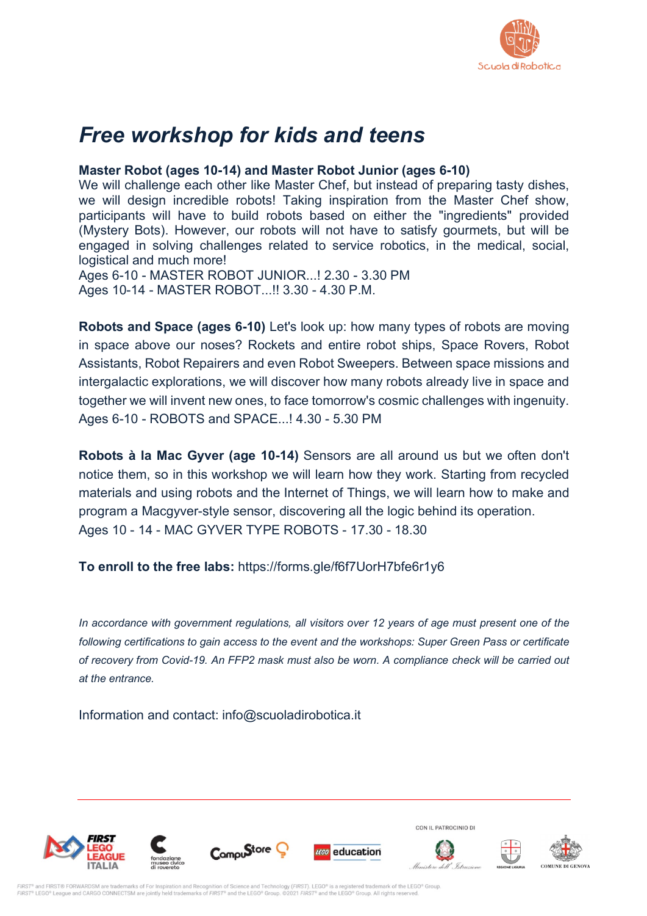# *Free workshop for kids and teens*

**Master Robot (ages 10-14) and Master Robot Junior (ages 6-10)**
We will challenge each other like Master Chef, but instead of preparing tasty dishes, we will design incredible robots! Taking inspiration from the Master Chef show, participants will have to build robots based on either the "ingredients" provided (Mystery Bots). However, our robots will not have to satisfy gourmets, but will be engaged in solving challenges related to service robotics, in the medical, social, logistical and much more!
Ages 6-10 - MASTER ROBOT JUNIOR...! 2.30 - 3.30 PM
Ages 10-14 - MASTER ROBOT...!! 3.30 - 4.30 P.M.

**Robots and Space (ages 6-10)** Let's look up: how many types of robots are moving in space above our noses? Rockets and entire robot ships, Space Rovers, Robot Assistants, Robot Repairers and even Robot Sweepers. Between space missions and intergalactic explorations, we will discover how many robots already live in space and together we will invent new ones, to face tomorrow's cosmic challenges with ingenuity.
Ages 6-10 - ROBOTS and SPACE...! 4.30 - 5.30 PM

**Robots à la Mac Gyver (age 10-14)** Sensors are all around us but we often don't notice them, so in this workshop we will learn how they work. Starting from recycled materials and using robots and the Internet of Things, we will learn how to make and program a Macgyver-style sensor, discovering all the logic behind its operation.
Ages 10 - 14 - MAC GYVER TYPE ROBOTS - 17.30 - 18.30

**To enroll to the free labs:** https://forms.gle/f6f7UorH7bfe6r1y6

*In accordance with government regulations, all visitors over 12 years of age must present one of the following certifications to gain access to the event and the workshops: Super Green Pass or certificate of recovery from Covid-19. An FFP2 mask must also be worn. A compliance check will be carried out at the entrance.*

Information and contact: info@scuoladirobotica.it

CON IL PATROCINIO DI

FIRST® and FIRST® FORWARDSM are trademarks of For Inspiration and Recognition of Science and Technology (FIRST). LEGO® is a registered trademark of the LEGO® Group. FIRST® LEGO® League and CARGO CONNECTSM are jointly held trademarks of FIRST® and the LEGO® Group. ©2021 FIRST® and the LEGO® Group. All rights reserved.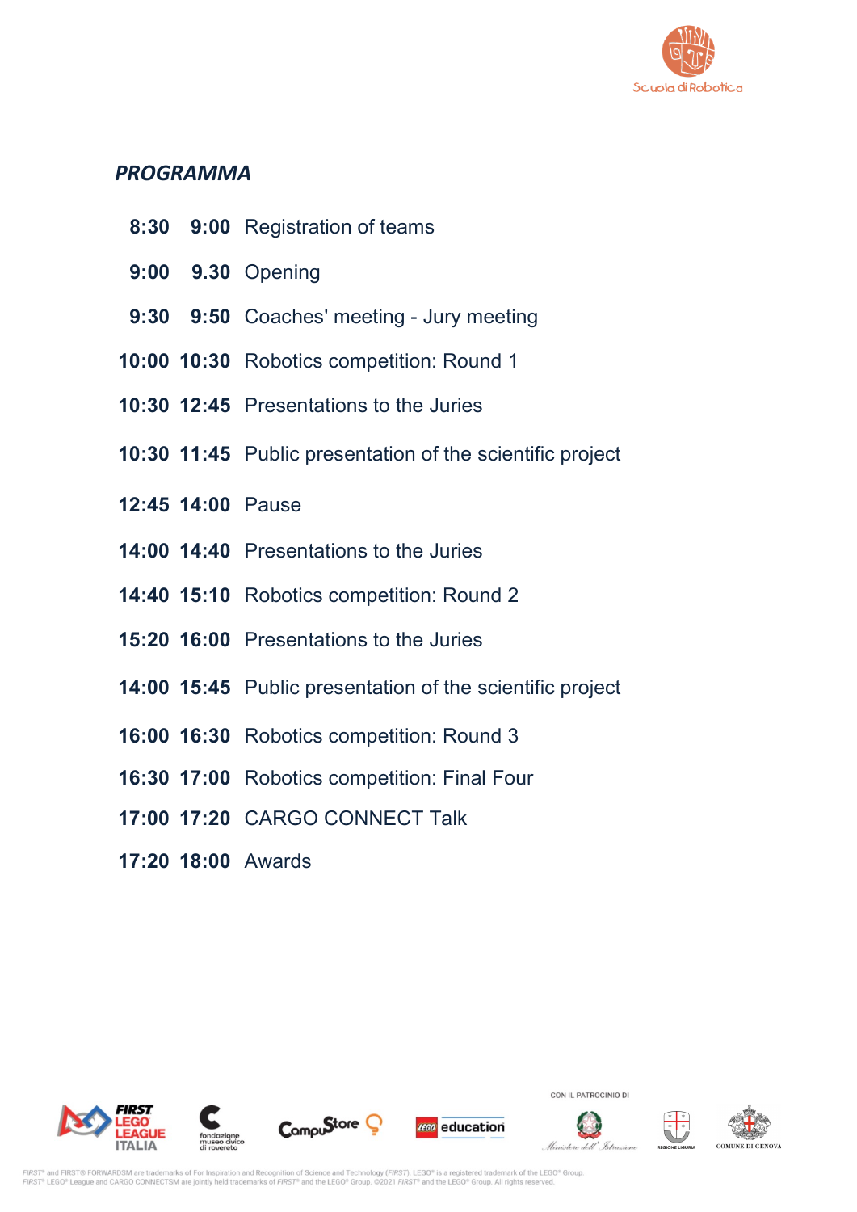*PROGRAMMA*

| | | |
|---|---|---|
| **8:30** | **9:00** | Registration of teams |
| **9:00** | **9.30** | Opening |
| **9:30** | **9:50** | Coaches' meeting - Jury meeting |
| **10:00** | **10:30** | Robotics competition: Round 1 |
| **10:30** | **12:45** | Presentations to the Juries |
| **10:30** | **11:45** | Public presentation of the scientific project |
| **12:45** | **14:00** | Pause |
| **14:00** | **14:40** | Presentations to the Juries |
| **14:40** | **15:10** | Robotics competition: Round 2 |
| **15:20** | **16:00** | Presentations to the Juries |
| **14:00** | **15:45** | Public presentation of the scientific project |
| **16:00** | **16:30** | Robotics competition: Round 3 |
| **16:30** | **17:00** | Robotics competition: Final Four |
| **17:00** | **17:20** | CARGO CONNECT Talk |
| **17:20** | **18:00** | Awards |

CON IL PATROCINIO DI

FIRST® and FIRST® FORWARDSM are trademarks of For Inspiration and Recognition of Science and Technology (FIRST). LEGO® is a registered trademark of the LEGO® Group. FIRST® LEGO® League and CARGO CONNECTSM are jointly held trademarks of FIRST® and the LEGO® Group. ©2021 FIRST® and the LEGO® Group. All rights reserved.